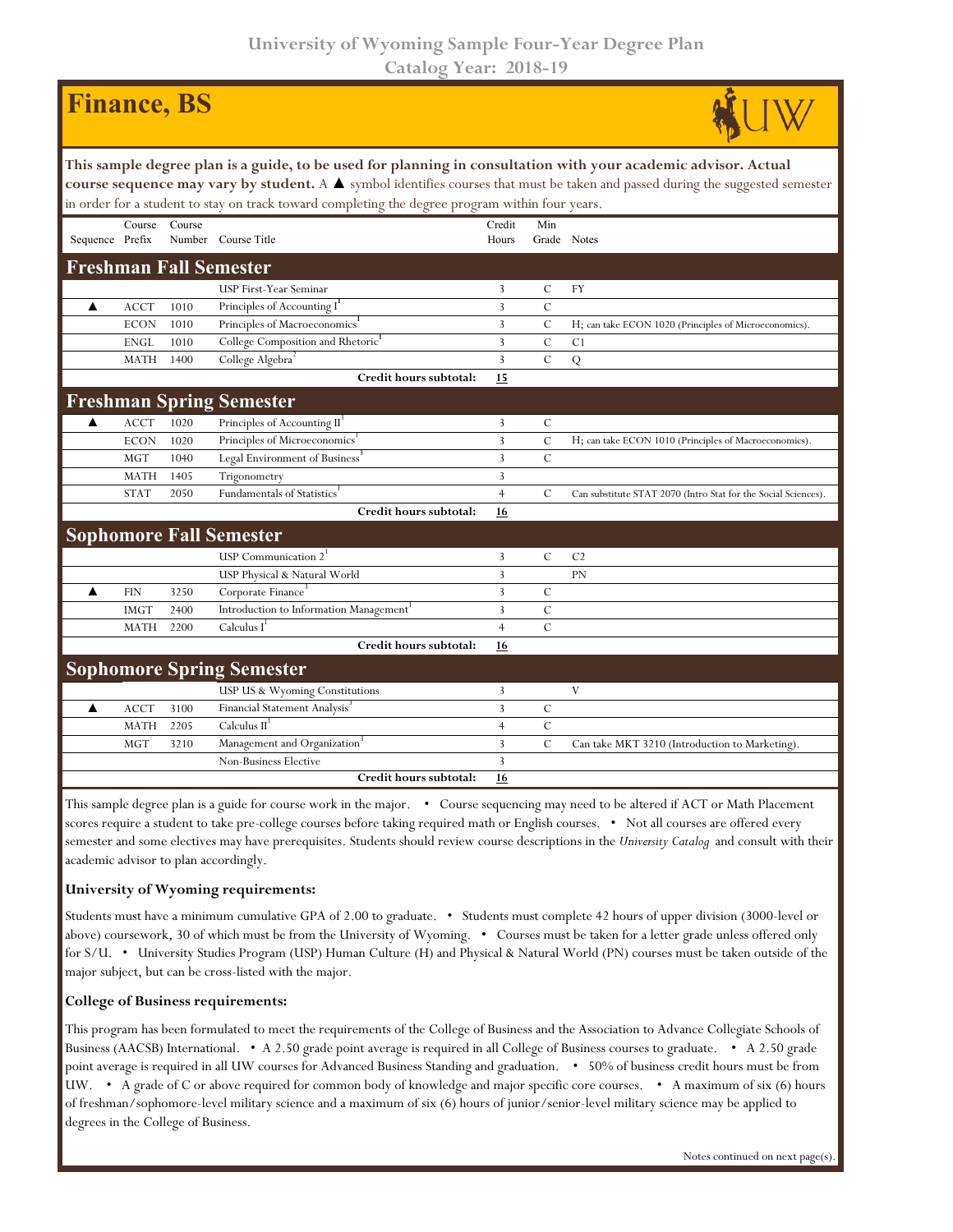# University of Wyoming Sample Four-Year Degree Plan
## Catalog Year: 2018-19

# Finance, BS

**This sample degree plan is a guide, to be used for planning in consultation with your academic advisor. Actual course sequence may vary by student.** A ▲ symbol identifies courses that must be taken and passed during the suggested semester in order for a student to stay on track toward completing the degree program within four years.

| Sequence | Course Prefix | Course Number | Course Title | Credit Hours | Min Grade | Notes |
|---|---|---|---|---|---|---|
| **Freshman Fall Semester** | | | | | | |
| | | | USP First-Year Seminar | 3 | C | FY |
| ▲ | ACCT | 1010 | Principles of Accounting I[1] | 3 | C | |
| | ECON | 1010 | Principles of Macroeconomics[1] | 3 | C | H; can take ECON 1020 (Principles of Microeconomics). |
| | ENGL | 1010 | College Composition and Rhetoric[1] | 3 | C | C1 |
| | MATH | 1400 | College Algebra[2] | 3 | C | Q |
| | | | **Credit hours subtotal:** | **15** | | |
| **Freshman Spring Semester** | | | | | | |
| ▲ | ACCT | 1020 | Principles of Accounting II[1] | 3 | C | |
| | ECON | 1020 | Principles of Microeconomics[1] | 3 | C | H; can take ECON 1010 (Principles of Macroeconomics). |
| | MGT | 1040 | Legal Environment of Business[3] | 3 | C | |
| | MATH | 1405 | Trigonometry | 3 | | |
| | STAT | 2050 | Fundamentals of Statistics[1] | 4 | C | Can substitute STAT 2070 (Intro Stat for the Social Sciences). |
| | | | **Credit hours subtotal:** | **16** | | |
| **Sophomore Fall Semester** | | | | | | |
| | | | USP Communication 2[1] | 3 | C | C2 |
| | | | USP Physical & Natural World | 3 | | PN |
| ▲ | FIN | 3250 | Corporate Finance[3] | 3 | C | |
| | IMGT | 2400 | Introduction to Information Management[1] | 3 | C | |
| | MATH | 2200 | Calculus I[1] | 4 | C | |
| | | | **Credit hours subtotal:** | **16** | | |
| **Sophomore Spring Semester** | | | | | | |
| | | | USP US & Wyoming Constitutions | 3 | | V |
| ▲ | ACCT | 3100 | Financial Statement Analysis[3] | 3 | C | |
| | MATH | 2205 | Calculus II[1] | 4 | C | |
| | MGT | 3210 | Management and Organization[3] | 3 | C | Can take MKT 3210 (Introduction to Marketing). |
| | | | Non-Business Elective | 3 | | |
| | | | **Credit hours subtotal:** | **16** | | |

This sample degree plan is a guide for course work in the major. • Course sequencing may need to be altered if ACT or Math Placement scores require a student to take pre-college courses before taking required math or English courses. • Not all courses are offered every semester and some electives may have prerequisites. Students should review course descriptions in the *University Catalog* and consult with their academic advisor to plan accordingly.

### University of Wyoming requirements:

Students must have a minimum cumulative GPA of 2.00 to graduate. • Students must complete 42 hours of upper division (3000-level or above) coursework, 30 of which must be from the University of Wyoming. • Courses must be taken for a letter grade unless offered only for S/U. • University Studies Program (USP) Human Culture (H) and Physical & Natural World (PN) courses must be taken outside of the major subject, but can be cross-listed with the major.

### College of Business requirements:

This program has been formulated to meet the requirements of the College of Business and the Association to Advance Collegiate Schools of Business (AACSB) International. • A 2.50 grade point average is required in all College of Business courses to graduate. • A 2.50 grade point average is required in all UW courses for Advanced Business Standing and graduation. • 50% of business credit hours must be from UW. • A grade of C or above required for common body of knowledge and major specific core courses. • A maximum of six (6) hours of freshman/sophomore-level military science and a maximum of six (6) hours of junior/senior-level military science may be applied to degrees in the College of Business.

Notes continued on next page(s).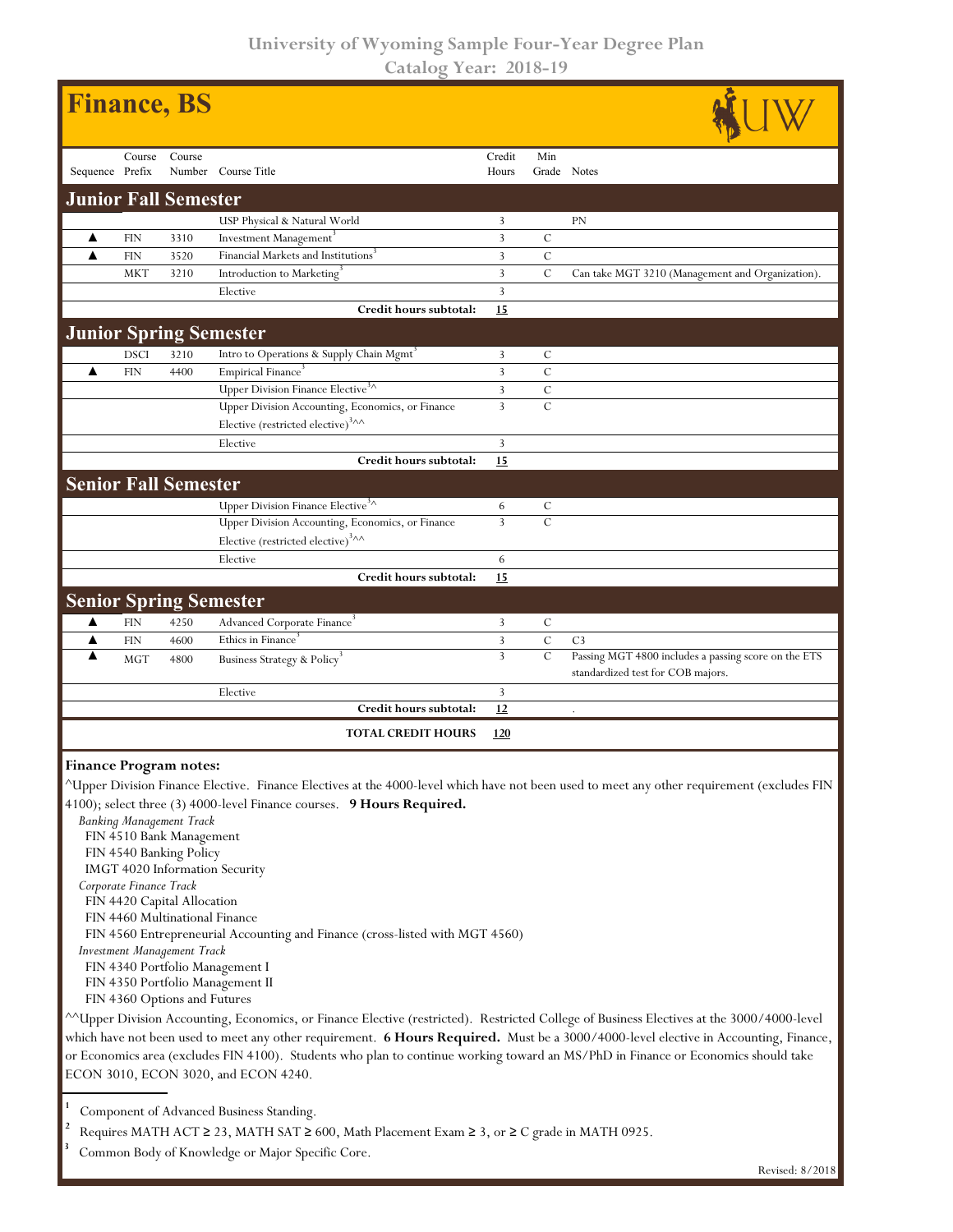University of Wyoming Sample Four-Year Degree Plan
Catalog Year: 2018-19

# Finance, BS

| Sequence | Course Prefix | Course Number | Course Title | Credit Hours | Min Grade | Notes |
|---|---|---|---|---|---|---|
| **Junior Fall Semester** | | | | | | |
| | | | USP Physical & Natural World | 3 | | PN |
| ▲ | FIN | 3310 | Investment Management[3] | 3 | C | |
| ▲ | FIN | 3520 | Financial Markets and Institutions[3] | 3 | C | |
| | MKT | 3210 | Introduction to Marketing[3] | 3 | C | Can take MGT 3210 (Management and Organization). |
| | | | Elective | 3 | | |
| | | | **Credit hours subtotal:** | **15** | | |
| **Junior Spring Semester** | | | | | | |
| | DSCI | 3210 | Intro to Operations & Supply Chain Mgmt[3] | 3 | C | |
| ▲ | FIN | 4400 | Empirical Finance[3] | 3 | C | |
| | | | Upper Division Finance Elective[3]^ | 3 | C | |
| | | | Upper Division Accounting, Economics, or Finance Elective (restricted elective)[3]^^ | 3 | C | |
| | | | Elective | 3 | | |
| | | | **Credit hours subtotal:** | **15** | | |
| **Senior Fall Semester** | | | | | | |
| | | | Upper Division Finance Elective[3]^ | 6 | C | |
| | | | Upper Division Accounting, Economics, or Finance Elective (restricted elective)[3]^^ | 3 | C | |
| | | | Elective | 6 | | |
| | | | **Credit hours subtotal:** | **15** | | |
| **Senior Spring Semester** | | | | | | |
| ▲ | FIN | 4250 | Advanced Corporate Finance[3] | 3 | C | |
| ▲ | FIN | 4600 | Ethics in Finance[3] | 3 | C | C3 |
| ▲ | MGT | 4800 | Business Strategy & Policy[3] | 3 | C | Passing MGT 4800 includes a passing score on the ETS standardized test for COB majors. |
| | | | Elective | 3 | | |
| | | | **Credit hours subtotal:** | **12** | | . |
| | | | **TOTAL CREDIT HOURS** | **120** | | |

**Finance Program notes:**

^Upper Division Finance Elective. Finance Electives at the 4000-level which have not been used to meet any other requirement (excludes FIN 4100); select three (3) 4000-level Finance courses. **9 Hours Required.**

*Banking Management Track*
- FIN 4510 Bank Management
- FIN 4540 Banking Policy
- IMGT 4020 Information Security

*Corporate Finance Track*
- FIN 4420 Capital Allocation
- FIN 4460 Multinational Finance
- FIN 4560 Entrepreneurial Accounting and Finance (cross-listed with MGT 4560)

*Investment Management Track*
- FIN 4340 Portfolio Management I
- FIN 4350 Portfolio Management II
- FIN 4360 Options and Futures

^^Upper Division Accounting, Economics, or Finance Elective (restricted). Restricted College of Business Electives at the 3000/4000-level which have not been used to meet any other requirement. **6 Hours Required.** Must be a 3000/4000-level elective in Accounting, Finance, or Economics area (excludes FIN 4100). Students who plan to continue working toward an MS/PhD in Finance or Economics should take ECON 3010, ECON 3020, and ECON 4240.

[1] Component of Advanced Business Standing.

[2] Requires MATH ACT ≥ 23, MATH SAT ≥ 600, Math Placement Exam ≥ 3, or ≥ C grade in MATH 0925.

[3] Common Body of Knowledge or Major Specific Core.

Revised: 8/2018